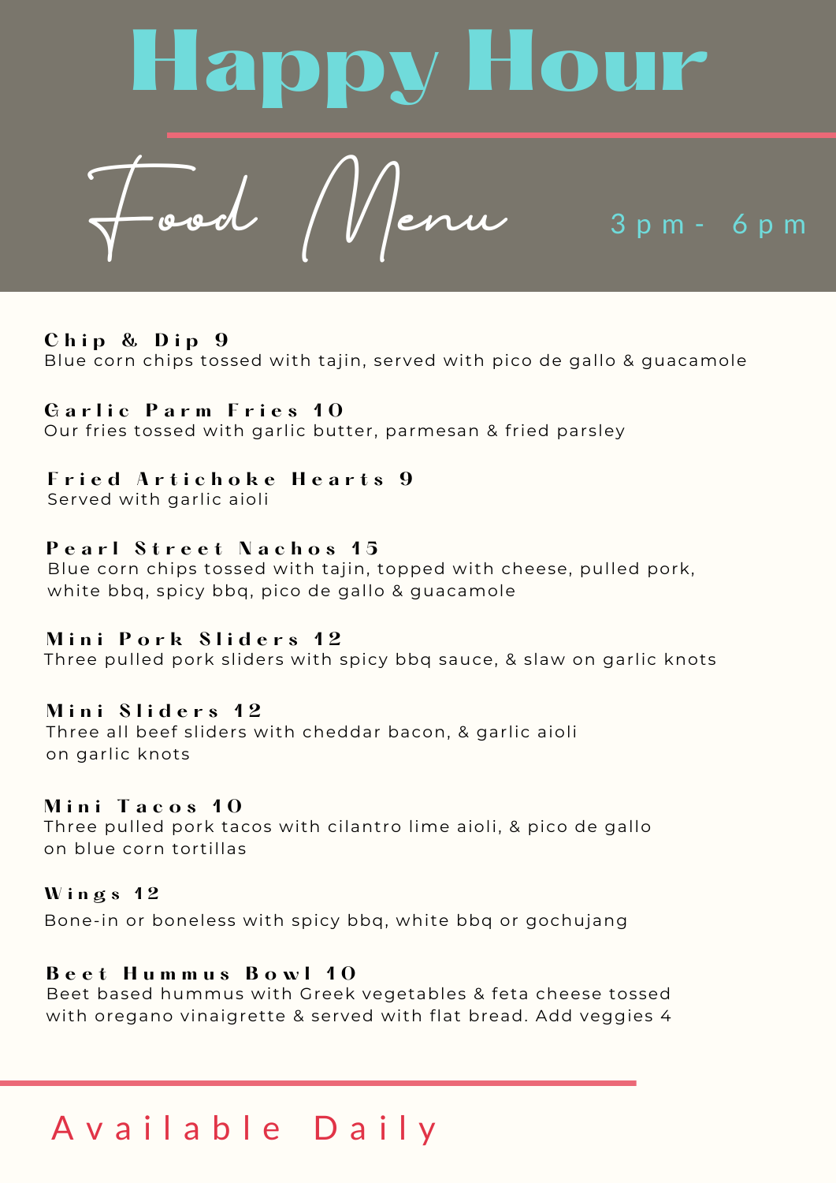# Happy Hour

## Food Menu

3pm - 6pm

**Chip & Dip 9**
Blue corn chips tossed with tajin, served with pico de gallo & guacamole

**Garlic Parm Fries 10**
Our fries tossed with garlic butter, parmesan & fried parsley

**Fried Artichoke Hearts 9**
Served with garlic aioli

**Pearl Street Nachos 15**
Blue corn chips tossed with tajin, topped with cheese, pulled pork, white bbq, spicy bbq, pico de gallo & guacamole

**Mini Pork Sliders 12**
Three pulled pork sliders with spicy bbq sauce, & slaw on garlic knots

**Mini Sliders 12**
Three all beef sliders with cheddar bacon, & garlic aioli on garlic knots

**Mini Tacos 10**
Three pulled pork tacos with cilantro lime aioli, & pico de gallo on blue corn tortillas

**Wings 12**
Bone-in or boneless with spicy bbq, white bbq or gochujang

**Beet Hummus Bowl 10**
Beet based hummus with Greek vegetables & feta cheese tossed with oregano vinaigrette & served with flat bread. Add veggies 4

Available Daily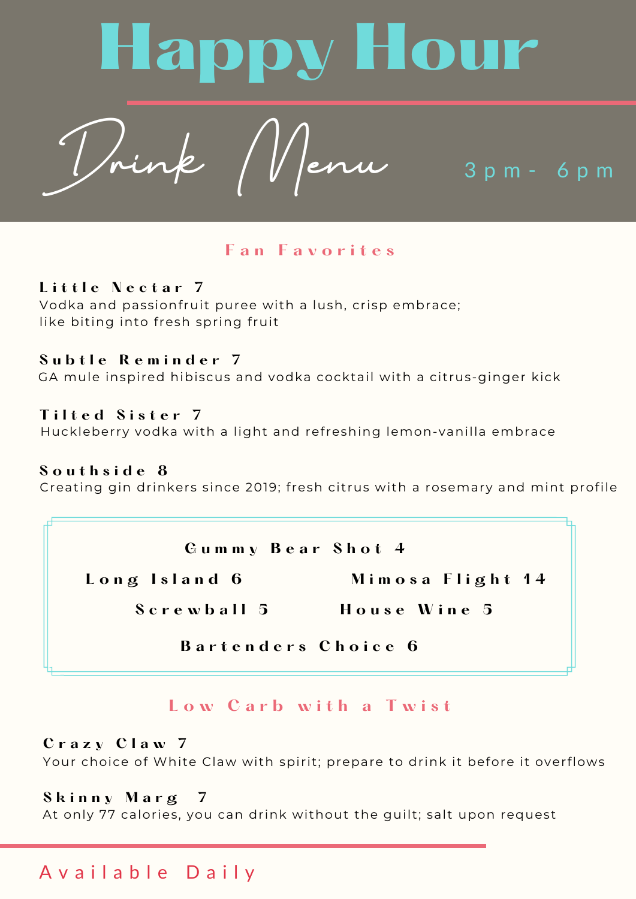# Happy Hour

## Drink Menu

3pm- 6pm

### Fan Favorites

**Little Nectar 7**
Vodka and passionfruit puree with a lush, crisp embrace; like biting into fresh spring fruit

**Subtle Reminder 7**
GA mule inspired hibiscus and vodka cocktail with a citrus-ginger kick

**Tilted Sister 7**
Huckleberry vodka with a light and refreshing lemon-vanilla embrace

**Southside 8**
Creating gin drinkers since 2019; fresh citrus with a rosemary and mint profile

**Gummy Bear Shot 4**

**Long Island 6**

**Mimosa Flight 14**

**Screwball 5**

**House Wine 5**

**Bartenders Choice 6**

### Low Carb with a Twist

**Crazy Claw 7**
Your choice of White Claw with spirit; prepare to drink it before it overflows

**Skinny Marg 7**
At only 77 calories, you can drink without the guilt; salt upon request

Available Daily